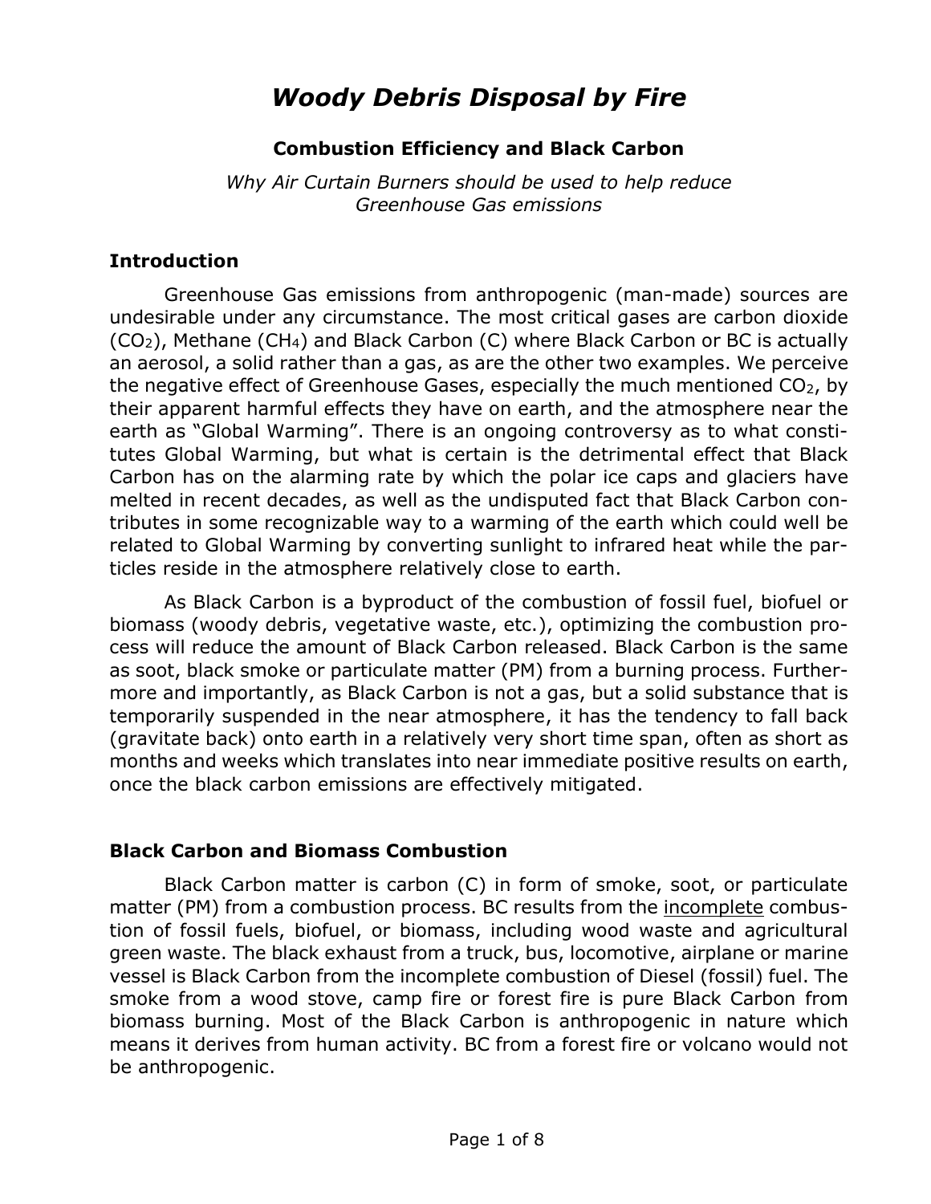# *Woody Debris Disposal by Fire*

## Combustion Efficiency and Black Carbon

*Why Air Curtain Burners should be used to help reduce Greenhouse Gas emissions*

### Introduction

Greenhouse Gas emissions from anthropogenic (man-made) sources are undesirable under any circumstance. The most critical gases are carbon dioxide ($CO_2$), Methane ($CH_4$) and Black Carbon (C) where Black Carbon or BC is actually an aerosol, a solid rather than a gas, as are the other two examples. We perceive the negative effect of Greenhouse Gases, especially the much mentioned $CO_2$, by their apparent harmful effects they have on earth, and the atmosphere near the earth as "Global Warming". There is an ongoing controversy as to what constitutes Global Warming, but what is certain is the detrimental effect that Black Carbon has on the alarming rate by which the polar ice caps and glaciers have melted in recent decades, as well as the undisputed fact that Black Carbon contributes in some recognizable way to a warming of the earth which could well be related to Global Warming by converting sunlight to infrared heat while the particles reside in the atmosphere relatively close to earth.

As Black Carbon is a byproduct of the combustion of fossil fuel, biofuel or biomass (woody debris, vegetative waste, etc.), optimizing the combustion process will reduce the amount of Black Carbon released. Black Carbon is the same as soot, black smoke or particulate matter (PM) from a burning process. Furthermore and importantly, as Black Carbon is not a gas, but a solid substance that is temporarily suspended in the near atmosphere, it has the tendency to fall back (gravitate back) onto earth in a relatively very short time span, often as short as months and weeks which translates into near immediate positive results on earth, once the black carbon emissions are effectively mitigated.

### Black Carbon and Biomass Combustion

Black Carbon matter is carbon (C) in form of smoke, soot, or particulate matter (PM) from a combustion process. BC results from the incomplete combustion of fossil fuels, biofuel, or biomass, including wood waste and agricultural green waste. The black exhaust from a truck, bus, locomotive, airplane or marine vessel is Black Carbon from the incomplete combustion of Diesel (fossil) fuel. The smoke from a wood stove, camp fire or forest fire is pure Black Carbon from biomass burning. Most of the Black Carbon is anthropogenic in nature which means it derives from human activity. BC from a forest fire or volcano would not be anthropogenic.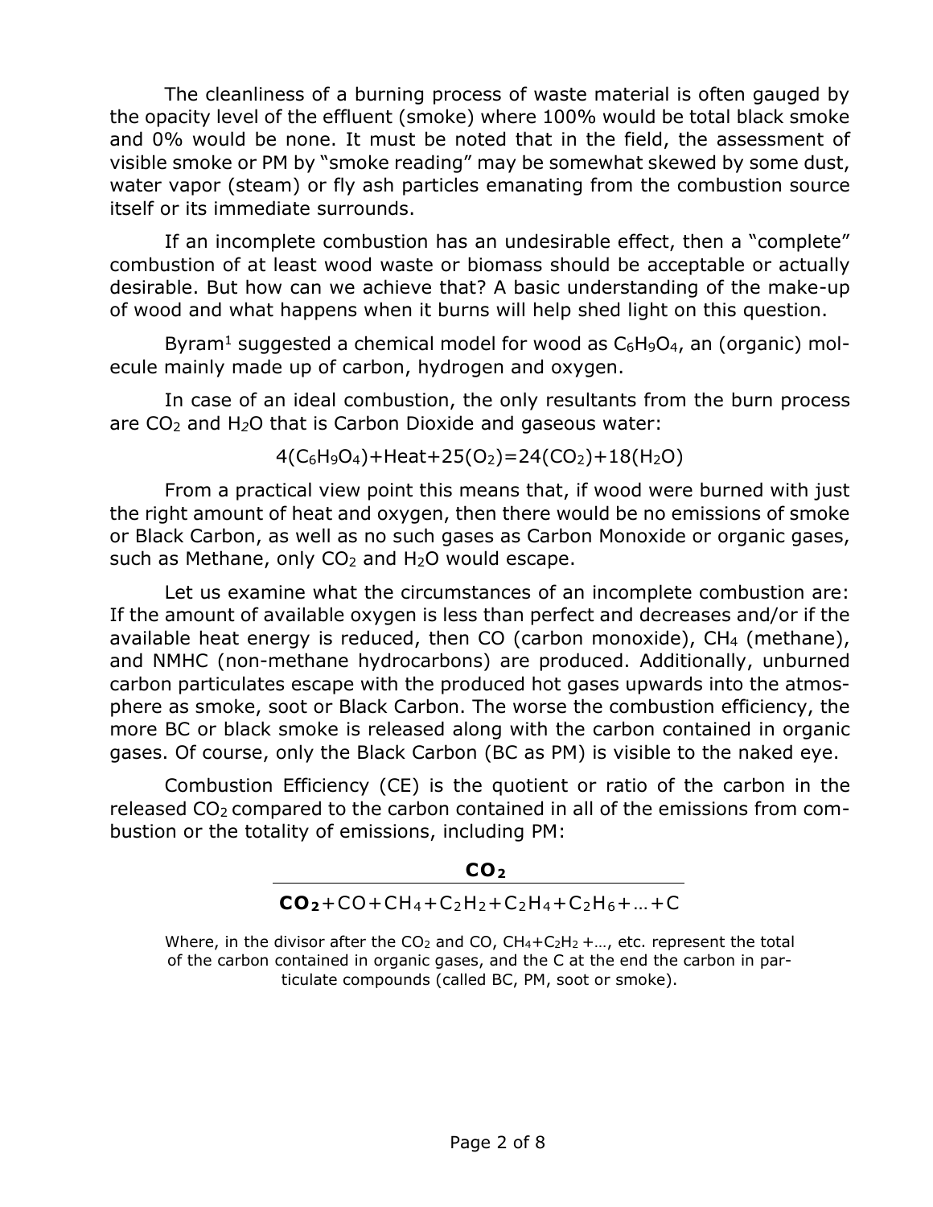The cleanliness of a burning process of waste material is often gauged by the opacity level of the effluent (smoke) where 100% would be total black smoke and 0% would be none. It must be noted that in the field, the assessment of visible smoke or PM by "smoke reading" may be somewhat skewed by some dust, water vapor (steam) or fly ash particles emanating from the combustion source itself or its immediate surrounds.

If an incomplete combustion has an undesirable effect, then a "complete" combustion of at least wood waste or biomass should be acceptable or actually desirable. But how can we achieve that? A basic understanding of the make-up of wood and what happens when it burns will help shed light on this question.

Byram[1] suggested a chemical model for wood as $C_6H_9O_4$, an (organic) molecule mainly made up of carbon, hydrogen and oxygen.

In case of an ideal combustion, the only resultants from the burn process are $CO_2$ and $H_2O$ that is Carbon Dioxide and gaseous water:

$$4(C_6H_9O_4)+\text{Heat}+25(O_2)=24(CO_2)+18(H_2O)$$

From a practical view point this means that, if wood were burned with just the right amount of heat and oxygen, then there would be no emissions of smoke or Black Carbon, as well as no such gases as Carbon Monoxide or organic gases, such as Methane, only $CO_2$ and $H_2O$ would escape.

Let us examine what the circumstances of an incomplete combustion are: If the amount of available oxygen is less than perfect and decreases and/or if the available heat energy is reduced, then CO (carbon monoxide), $CH_4$ (methane), and NMHC (non-methane hydrocarbons) are produced. Additionally, unburned carbon particulates escape with the produced hot gases upwards into the atmosphere as smoke, soot or Black Carbon. The worse the combustion efficiency, the more BC or black smoke is released along with the carbon contained in organic gases. Of course, only the Black Carbon (BC as PM) is visible to the naked eye.

Combustion Efficiency (CE) is the quotient or ratio of the carbon in the released $CO_2$ compared to the carbon contained in all of the emissions from combustion or the totality of emissions, including PM:

$$\frac{\mathbf{CO_2}}{\mathbf{CO_2}+CO+CH_4+C_2H_2+C_2H_4+C_2H_6+\ldots+C}$$

Where, in the divisor after the $CO_2$ and CO, $CH_4+C_2H_2+\ldots$, etc. represent the total of the carbon contained in organic gases, and the C at the end the carbon in particulate compounds (called BC, PM, soot or smoke).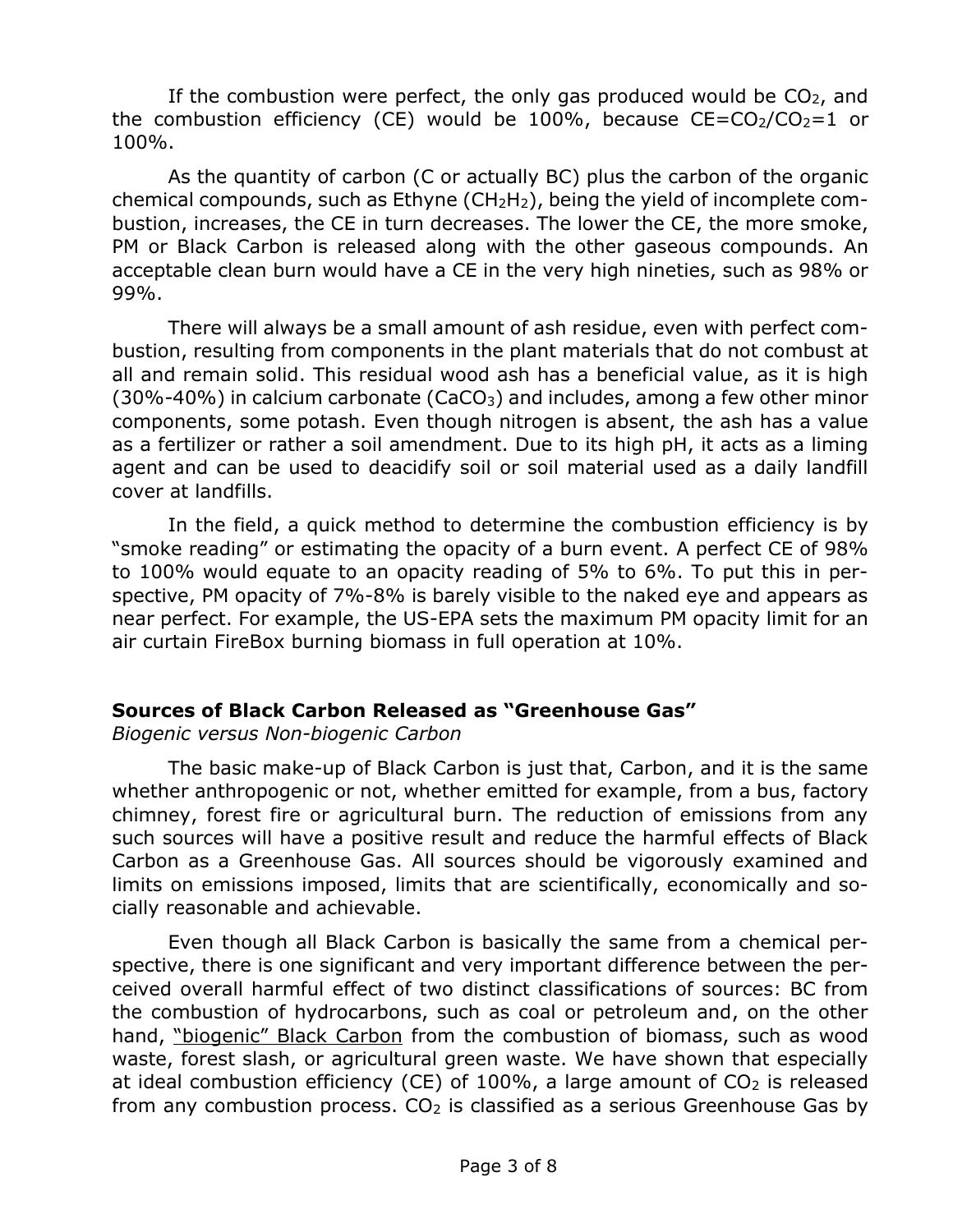If the combustion were perfect, the only gas produced would be $CO_2$, and the combustion efficiency (CE) would be 100%, because $CE=CO_2/CO_2=1$ or 100%.

As the quantity of carbon (C or actually BC) plus the carbon of the organic chemical compounds, such as Ethyne ($CH_2H_2$), being the yield of incomplete combustion, increases, the CE in turn decreases. The lower the CE, the more smoke, PM or Black Carbon is released along with the other gaseous compounds. An acceptable clean burn would have a CE in the very high nineties, such as 98% or 99%.

There will always be a small amount of ash residue, even with perfect combustion, resulting from components in the plant materials that do not combust at all and remain solid. This residual wood ash has a beneficial value, as it is high (30%-40%) in calcium carbonate ($CaCO_3$) and includes, among a few other minor components, some potash. Even though nitrogen is absent, the ash has a value as a fertilizer or rather a soil amendment. Due to its high pH, it acts as a liming agent and can be used to deacidify soil or soil material used as a daily landfill cover at landfills.

In the field, a quick method to determine the combustion efficiency is by "smoke reading" or estimating the opacity of a burn event. A perfect CE of 98% to 100% would equate to an opacity reading of 5% to 6%. To put this in perspective, PM opacity of 7%-8% is barely visible to the naked eye and appears as near perfect. For example, the US-EPA sets the maximum PM opacity limit for an air curtain FireBox burning biomass in full operation at 10%.

## Sources of Black Carbon Released as "Greenhouse Gas"

*Biogenic versus Non-biogenic Carbon*

The basic make-up of Black Carbon is just that, Carbon, and it is the same whether anthropogenic or not, whether emitted for example, from a bus, factory chimney, forest fire or agricultural burn. The reduction of emissions from any such sources will have a positive result and reduce the harmful effects of Black Carbon as a Greenhouse Gas. All sources should be vigorously examined and limits on emissions imposed, limits that are scientifically, economically and socially reasonable and achievable.

Even though all Black Carbon is basically the same from a chemical perspective, there is one significant and very important difference between the perceived overall harmful effect of two distinct classifications of sources: BC from the combustion of hydrocarbons, such as coal or petroleum and, on the other hand, "biogenic" Black Carbon from the combustion of biomass, such as wood waste, forest slash, or agricultural green waste. We have shown that especially at ideal combustion efficiency (CE) of 100%, a large amount of $CO_2$ is released from any combustion process. $CO_2$ is classified as a serious Greenhouse Gas by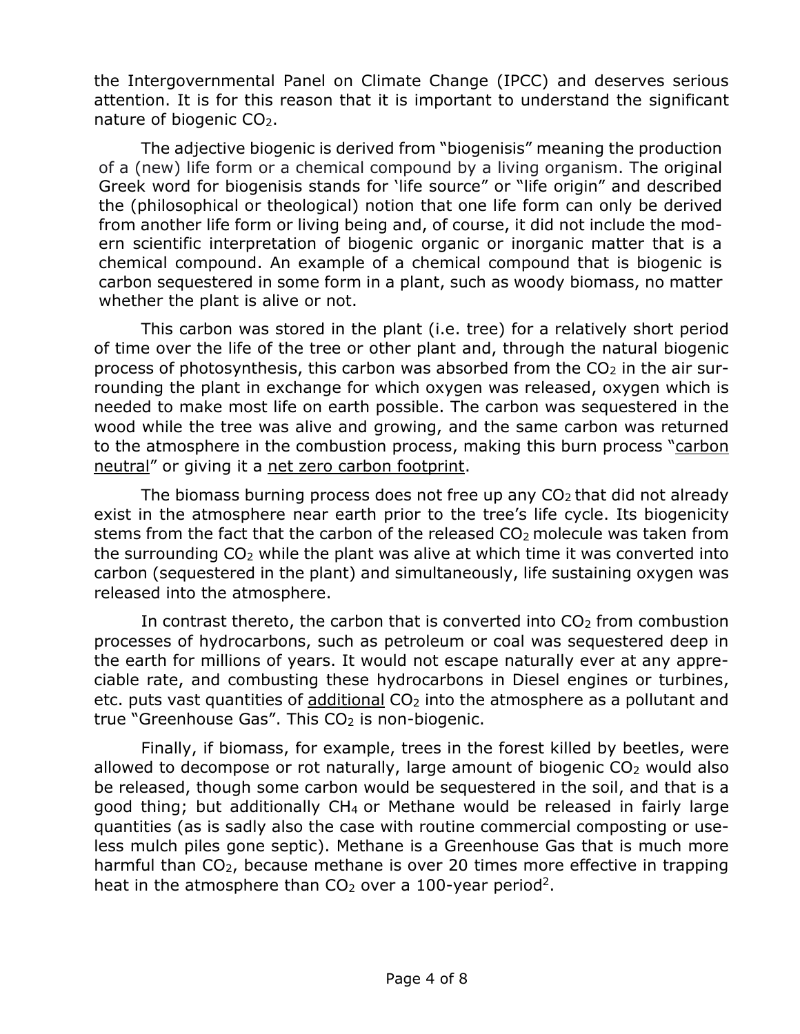the Intergovernmental Panel on Climate Change (IPCC) and deserves serious attention. It is for this reason that it is important to understand the significant nature of biogenic $CO_2$.

The adjective biogenic is derived from "biogenisis" meaning the production of a (new) life form or a chemical compound by a living organism. The original Greek word for biogenisis stands for 'life source" or "life origin" and described the (philosophical or theological) notion that one life form can only be derived from another life form or living being and, of course, it did not include the modern scientific interpretation of biogenic organic or inorganic matter that is a chemical compound. An example of a chemical compound that is biogenic is carbon sequestered in some form in a plant, such as woody biomass, no matter whether the plant is alive or not.

This carbon was stored in the plant (i.e. tree) for a relatively short period of time over the life of the tree or other plant and, through the natural biogenic process of photosynthesis, this carbon was absorbed from the $CO_2$ in the air surrounding the plant in exchange for which oxygen was released, oxygen which is needed to make most life on earth possible. The carbon was sequestered in the wood while the tree was alive and growing, and the same carbon was returned to the atmosphere in the combustion process, making this burn process "carbon neutral" or giving it a net zero carbon footprint.

The biomass burning process does not free up any $CO_2$ that did not already exist in the atmosphere near earth prior to the tree's life cycle. Its biogenicity stems from the fact that the carbon of the released $CO_2$ molecule was taken from the surrounding $CO_2$ while the plant was alive at which time it was converted into carbon (sequestered in the plant) and simultaneously, life sustaining oxygen was released into the atmosphere.

In contrast thereto, the carbon that is converted into $CO_2$ from combustion processes of hydrocarbons, such as petroleum or coal was sequestered deep in the earth for millions of years. It would not escape naturally ever at any appreciable rate, and combusting these hydrocarbons in Diesel engines or turbines, etc. puts vast quantities of additional $CO_2$ into the atmosphere as a pollutant and true "Greenhouse Gas". This $CO_2$ is non-biogenic.

Finally, if biomass, for example, trees in the forest killed by beetles, were allowed to decompose or rot naturally, large amount of biogenic $CO_2$ would also be released, though some carbon would be sequestered in the soil, and that is a good thing; but additionally $CH_4$ or Methane would be released in fairly large quantities (as is sadly also the case with routine commercial composting or useless mulch piles gone septic). Methane is a Greenhouse Gas that is much more harmful than $CO_2$, because methane is over 20 times more effective in trapping heat in the atmosphere than $CO_2$ over a 100-year period[2].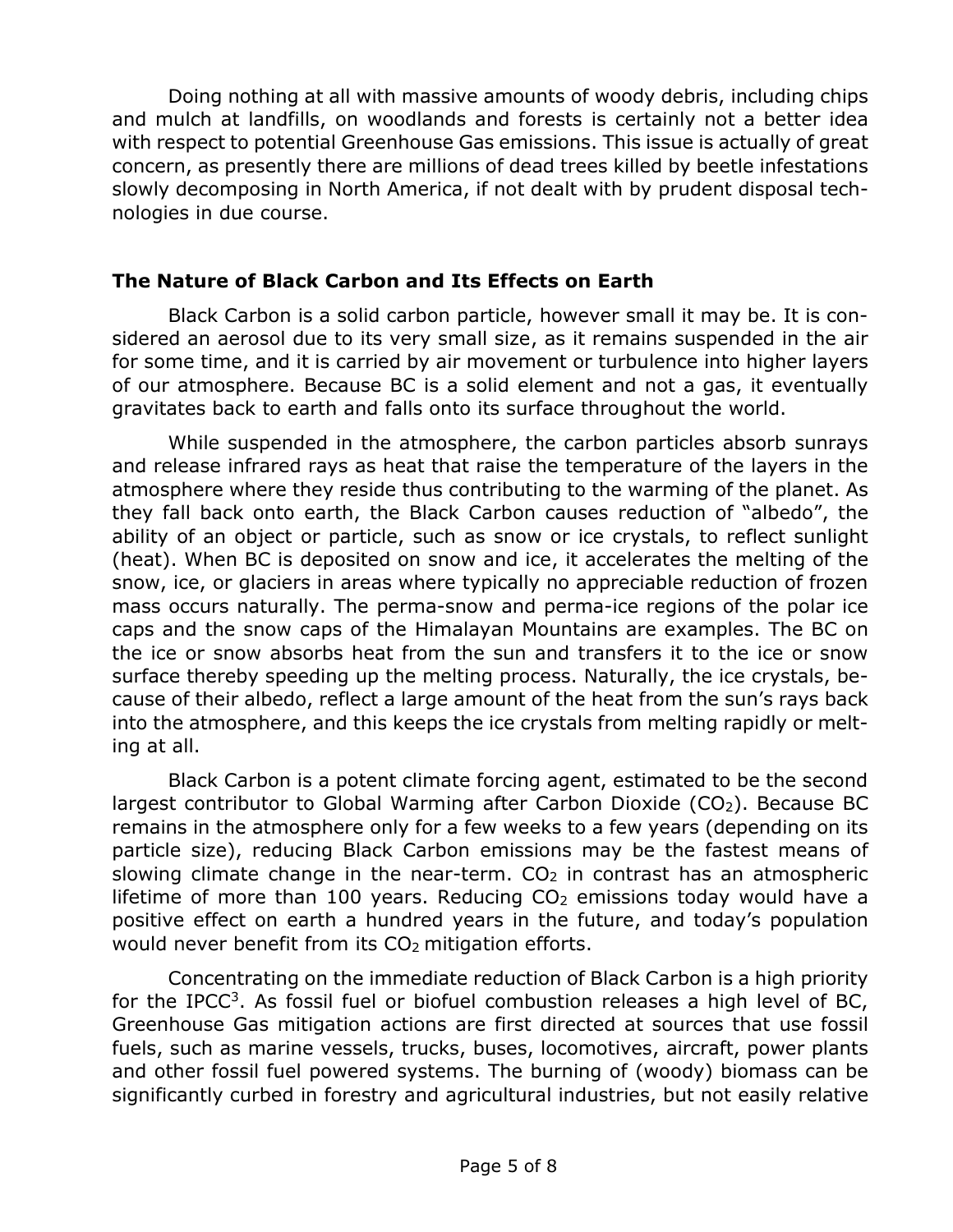Doing nothing at all with massive amounts of woody debris, including chips and mulch at landfills, on woodlands and forests is certainly not a better idea with respect to potential Greenhouse Gas emissions. This issue is actually of great concern, as presently there are millions of dead trees killed by beetle infestations slowly decomposing in North America, if not dealt with by prudent disposal technologies in due course.

### The Nature of Black Carbon and Its Effects on Earth

Black Carbon is a solid carbon particle, however small it may be. It is considered an aerosol due to its very small size, as it remains suspended in the air for some time, and it is carried by air movement or turbulence into higher layers of our atmosphere. Because BC is a solid element and not a gas, it eventually gravitates back to earth and falls onto its surface throughout the world.

While suspended in the atmosphere, the carbon particles absorb sunrays and release infrared rays as heat that raise the temperature of the layers in the atmosphere where they reside thus contributing to the warming of the planet. As they fall back onto earth, the Black Carbon causes reduction of "albedo", the ability of an object or particle, such as snow or ice crystals, to reflect sunlight (heat). When BC is deposited on snow and ice, it accelerates the melting of the snow, ice, or glaciers in areas where typically no appreciable reduction of frozen mass occurs naturally. The perma-snow and perma-ice regions of the polar ice caps and the snow caps of the Himalayan Mountains are examples. The BC on the ice or snow absorbs heat from the sun and transfers it to the ice or snow surface thereby speeding up the melting process. Naturally, the ice crystals, because of their albedo, reflect a large amount of the heat from the sun's rays back into the atmosphere, and this keeps the ice crystals from melting rapidly or melting at all.

Black Carbon is a potent climate forcing agent, estimated to be the second largest contributor to Global Warming after Carbon Dioxide ($CO_2$). Because BC remains in the atmosphere only for a few weeks to a few years (depending on its particle size), reducing Black Carbon emissions may be the fastest means of slowing climate change in the near-term. $CO_2$ in contrast has an atmospheric lifetime of more than 100 years. Reducing $CO_2$ emissions today would have a positive effect on earth a hundred years in the future, and today's population would never benefit from its $CO_2$ mitigation efforts.

Concentrating on the immediate reduction of Black Carbon is a high priority for the IPCC[3]. As fossil fuel or biofuel combustion releases a high level of BC, Greenhouse Gas mitigation actions are first directed at sources that use fossil fuels, such as marine vessels, trucks, buses, locomotives, aircraft, power plants and other fossil fuel powered systems. The burning of (woody) biomass can be significantly curbed in forestry and agricultural industries, but not easily relative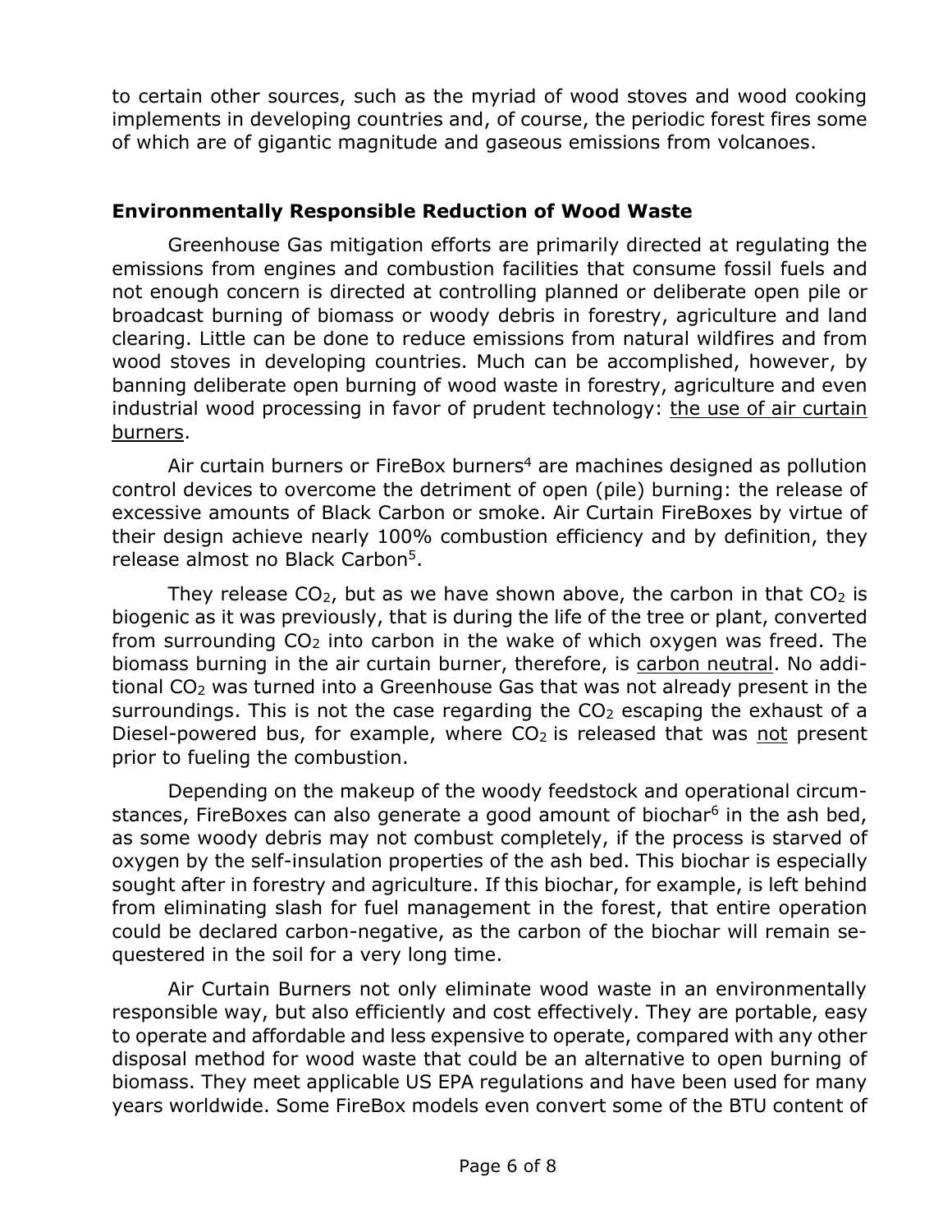to certain other sources, such as the myriad of wood stoves and wood cooking implements in developing countries and, of course, the periodic forest fires some of which are of gigantic magnitude and gaseous emissions from volcanoes.

### Environmentally Responsible Reduction of Wood Waste

Greenhouse Gas mitigation efforts are primarily directed at regulating the emissions from engines and combustion facilities that consume fossil fuels and not enough concern is directed at controlling planned or deliberate open pile or broadcast burning of biomass or woody debris in forestry, agriculture and land clearing. Little can be done to reduce emissions from natural wildfires and from wood stoves in developing countries. Much can be accomplished, however, by banning deliberate open burning of wood waste in forestry, agriculture and even industrial wood processing in favor of prudent technology: the use of air curtain burners.

Air curtain burners or FireBox burners[4] are machines designed as pollution control devices to overcome the detriment of open (pile) burning: the release of excessive amounts of Black Carbon or smoke. Air Curtain FireBoxes by virtue of their design achieve nearly 100% combustion efficiency and by definition, they release almost no Black Carbon[5].

They release $CO_2$, but as we have shown above, the carbon in that $CO_2$ is biogenic as it was previously, that is during the life of the tree or plant, converted from surrounding $CO_2$ into carbon in the wake of which oxygen was freed. The biomass burning in the air curtain burner, therefore, is carbon neutral. No additional $CO_2$ was turned into a Greenhouse Gas that was not already present in the surroundings. This is not the case regarding the $CO_2$ escaping the exhaust of a Diesel-powered bus, for example, where $CO_2$ is released that was not present prior to fueling the combustion.

Depending on the makeup of the woody feedstock and operational circumstances, FireBoxes can also generate a good amount of biochar[6] in the ash bed, as some woody debris may not combust completely, if the process is starved of oxygen by the self-insulation properties of the ash bed. This biochar is especially sought after in forestry and agriculture. If this biochar, for example, is left behind from eliminating slash for fuel management in the forest, that entire operation could be declared carbon-negative, as the carbon of the biochar will remain sequestered in the soil for a very long time.

Air Curtain Burners not only eliminate wood waste in an environmentally responsible way, but also efficiently and cost effectively. They are portable, easy to operate and affordable and less expensive to operate, compared with any other disposal method for wood waste that could be an alternative to open burning of biomass. They meet applicable US EPA regulations and have been used for many years worldwide. Some FireBox models even convert some of the BTU content of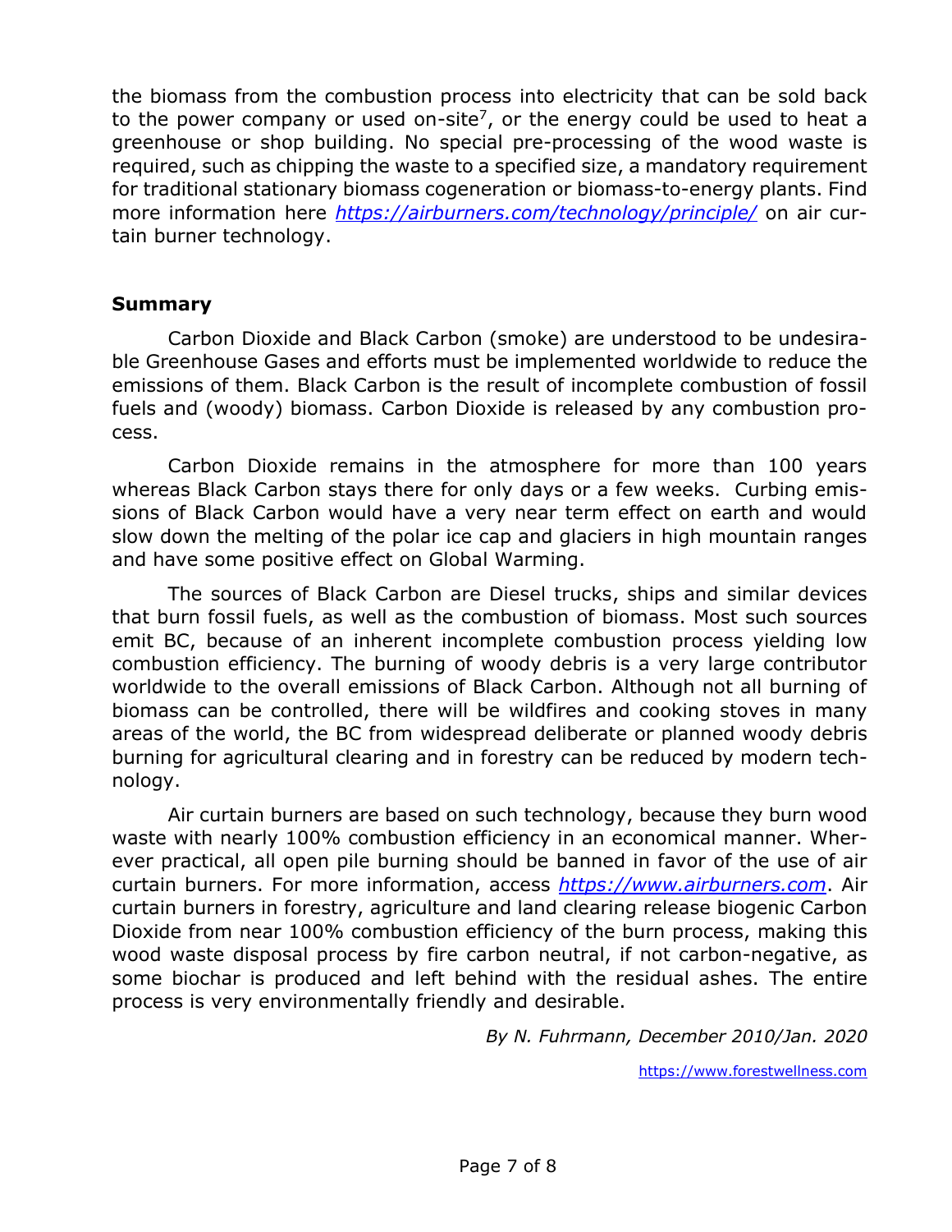the biomass from the combustion process into electricity that can be sold back to the power company or used on-site[7], or the energy could be used to heat a greenhouse or shop building. No special pre-processing of the wood waste is required, such as chipping the waste to a specified size, a mandatory requirement for traditional stationary biomass cogeneration or biomass-to-energy plants. Find more information here *https://airburners.com/technology/principle/* on air curtain burner technology.

## Summary

Carbon Dioxide and Black Carbon (smoke) are understood to be undesirable Greenhouse Gases and efforts must be implemented worldwide to reduce the emissions of them. Black Carbon is the result of incomplete combustion of fossil fuels and (woody) biomass. Carbon Dioxide is released by any combustion process.

Carbon Dioxide remains in the atmosphere for more than 100 years whereas Black Carbon stays there for only days or a few weeks. Curbing emissions of Black Carbon would have a very near term effect on earth and would slow down the melting of the polar ice cap and glaciers in high mountain ranges and have some positive effect on Global Warming.

The sources of Black Carbon are Diesel trucks, ships and similar devices that burn fossil fuels, as well as the combustion of biomass. Most such sources emit BC, because of an inherent incomplete combustion process yielding low combustion efficiency. The burning of woody debris is a very large contributor worldwide to the overall emissions of Black Carbon. Although not all burning of biomass can be controlled, there will be wildfires and cooking stoves in many areas of the world, the BC from widespread deliberate or planned woody debris burning for agricultural clearing and in forestry can be reduced by modern technology.

Air curtain burners are based on such technology, because they burn wood waste with nearly 100% combustion efficiency in an economical manner. Wherever practical, all open pile burning should be banned in favor of the use of air curtain burners. For more information, access *https://www.airburners.com*. Air curtain burners in forestry, agriculture and land clearing release biogenic Carbon Dioxide from near 100% combustion efficiency of the burn process, making this wood waste disposal process by fire carbon neutral, if not carbon-negative, as some biochar is produced and left behind with the residual ashes. The entire process is very environmentally friendly and desirable.

*By N. Fuhrmann, December 2010/Jan. 2020*

https://www.forestwellness.com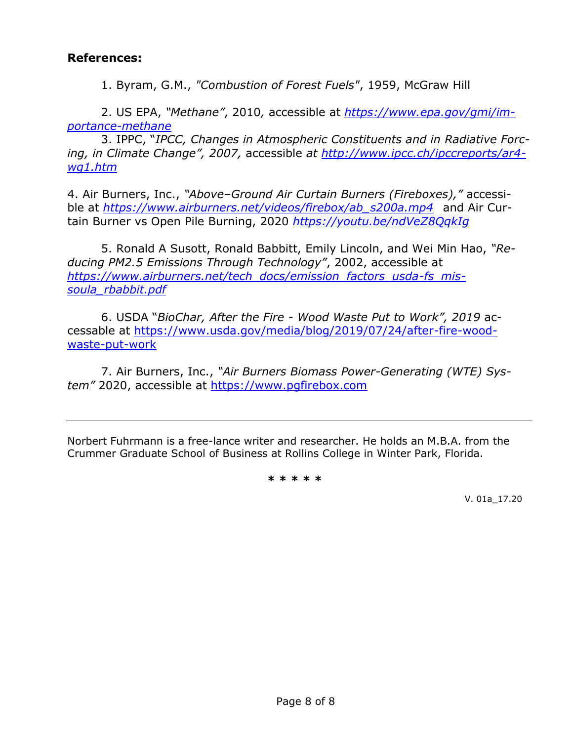**References:**

1. Byram, G.M., *"Combustion of Forest Fuels"*, 1959, McGraw Hill

2. US EPA, *"Methane"*, 2010, accessible at *https://www.epa.gov/gmi/importance-methane*

3. IPPC, "*IPCC, Changes in Atmospheric Constituents and in Radiative Forcing, in Climate Change", 2007,* accessible *at http://www.ipcc.ch/ipccreports/ar4-wg1.htm*

4. Air Burners, Inc., *"Above–Ground Air Curtain Burners (Fireboxes),"* accessible at *https://www.airburners.net/videos/firebox/ab_s200a.mp4* and Air Curtain Burner vs Open Pile Burning, 2020 *https://youtu.be/ndVeZ8QqkIg*

5. Ronald A Susott, Ronald Babbitt, Emily Lincoln, and Wei Min Hao, *"Reducing PM2.5 Emissions Through Technology"*, 2002, accessible at *https://www.airburners.net/tech_docs/emission_factors_usda-fs_missoula_rbabbit.pdf*

6. USDA "*BioChar, After the Fire - Wood Waste Put to Work", 2019* accessable at https://www.usda.gov/media/blog/2019/07/24/after-fire-wood-waste-put-work

7. Air Burners, Inc., *"Air Burners Biomass Power-Generating (WTE) System"* 2020, accessible at https://www.pgfirebox.com

---

Norbert Fuhrmann is a free-lance writer and researcher. He holds an M.B.A. from the Crummer Graduate School of Business at Rollins College in Winter Park, Florida.

**\* \* \* \* \***

V. 01a_17.20